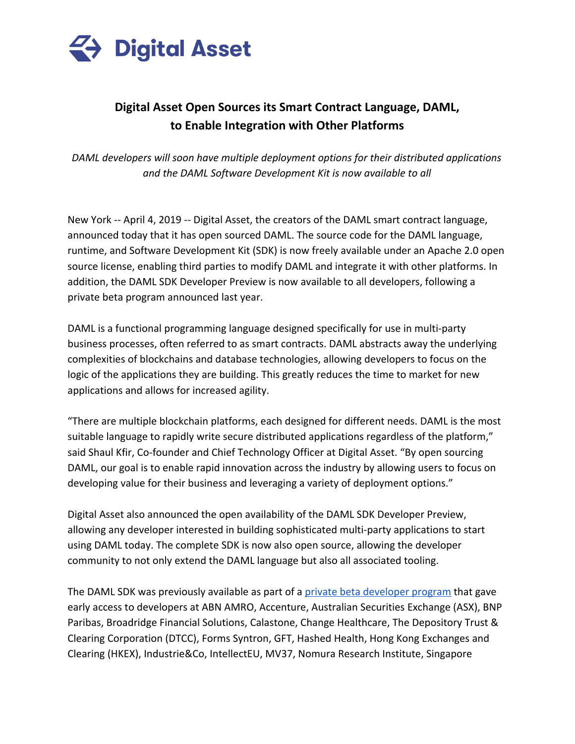# Digital Asset Open Sources its Smart Contract Language, DAML, to Enable Integration with Other Platforms

*DAML developers will soon have multiple deployment options for their distributed applications and the DAML Software Development Kit is now available to all*

New York -- April 4, 2019 -- Digital Asset, the creators of the DAML smart contract language, announced today that it has open sourced DAML. The source code for the DAML language, runtime, and Software Development Kit (SDK) is now freely available under an Apache 2.0 open source license, enabling third parties to modify DAML and integrate it with other platforms. In addition, the DAML SDK Developer Preview is now available to all developers, following a private beta program announced last year.

DAML is a functional programming language designed specifically for use in multi-party business processes, often referred to as smart contracts. DAML abstracts away the underlying complexities of blockchains and database technologies, allowing developers to focus on the logic of the applications they are building. This greatly reduces the time to market for new applications and allows for increased agility.

“There are multiple blockchain platforms, each designed for different needs. DAML is the most suitable language to rapidly write secure distributed applications regardless of the platform,” said Shaul Kfir, Co-founder and Chief Technology Officer at Digital Asset. “By open sourcing DAML, our goal is to enable rapid innovation across the industry by allowing users to focus on developing value for their business and leveraging a variety of deployment options.”

Digital Asset also announced the open availability of the DAML SDK Developer Preview, allowing any developer interested in building sophisticated multi-party applications to start using DAML today. The complete SDK is now also open source, allowing the developer community to not only extend the DAML language but also all associated tooling.

The DAML SDK was previously available as part of a [private beta developer program]() that gave early access to developers at ABN AMRO, Accenture, Australian Securities Exchange (ASX), BNP Paribas, Broadridge Financial Solutions, Calastone, Change Healthcare, The Depository Trust & Clearing Corporation (DTCC), Forms Syntron, GFT, Hashed Health, Hong Kong Exchanges and Clearing (HKEX), Industrie&Co, IntellectEU, MV37, Nomura Research Institute, Singapore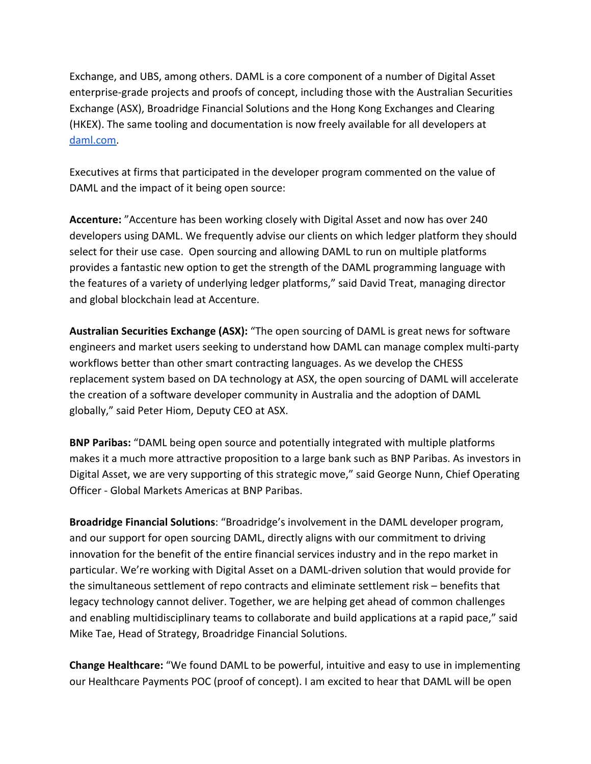Exchange, and UBS, among others. DAML is a core component of a number of Digital Asset enterprise-grade projects and proofs of concept, including those with the Australian Securities Exchange (ASX), Broadridge Financial Solutions and the Hong Kong Exchanges and Clearing (HKEX). The same tooling and documentation is now freely available for all developers at [daml.com](daml.com).

Executives at firms that participated in the developer program commented on the value of DAML and the impact of it being open source:

**Accenture:** "Accenture has been working closely with Digital Asset and now has over 240 developers using DAML. We frequently advise our clients on which ledger platform they should select for their use case. Open sourcing and allowing DAML to run on multiple platforms provides a fantastic new option to get the strength of the DAML programming language with the features of a variety of underlying ledger platforms," said David Treat, managing director and global blockchain lead at Accenture.

**Australian Securities Exchange (ASX):** "The open sourcing of DAML is great news for software engineers and market users seeking to understand how DAML can manage complex multi-party workflows better than other smart contracting languages. As we develop the CHESS replacement system based on DA technology at ASX, the open sourcing of DAML will accelerate the creation of a software developer community in Australia and the adoption of DAML globally," said Peter Hiom, Deputy CEO at ASX.

**BNP Paribas:** "DAML being open source and potentially integrated with multiple platforms makes it a much more attractive proposition to a large bank such as BNP Paribas. As investors in Digital Asset, we are very supporting of this strategic move," said George Nunn, Chief Operating Officer - Global Markets Americas at BNP Paribas.

**Broadridge Financial Solutions**: "Broadridge's involvement in the DAML developer program, and our support for open sourcing DAML, directly aligns with our commitment to driving innovation for the benefit of the entire financial services industry and in the repo market in particular. We're working with Digital Asset on a DAML-driven solution that would provide for the simultaneous settlement of repo contracts and eliminate settlement risk – benefits that legacy technology cannot deliver. Together, we are helping get ahead of common challenges and enabling multidisciplinary teams to collaborate and build applications at a rapid pace," said Mike Tae, Head of Strategy, Broadridge Financial Solutions.

**Change Healthcare:** "We found DAML to be powerful, intuitive and easy to use in implementing our Healthcare Payments POC (proof of concept). I am excited to hear that DAML will be open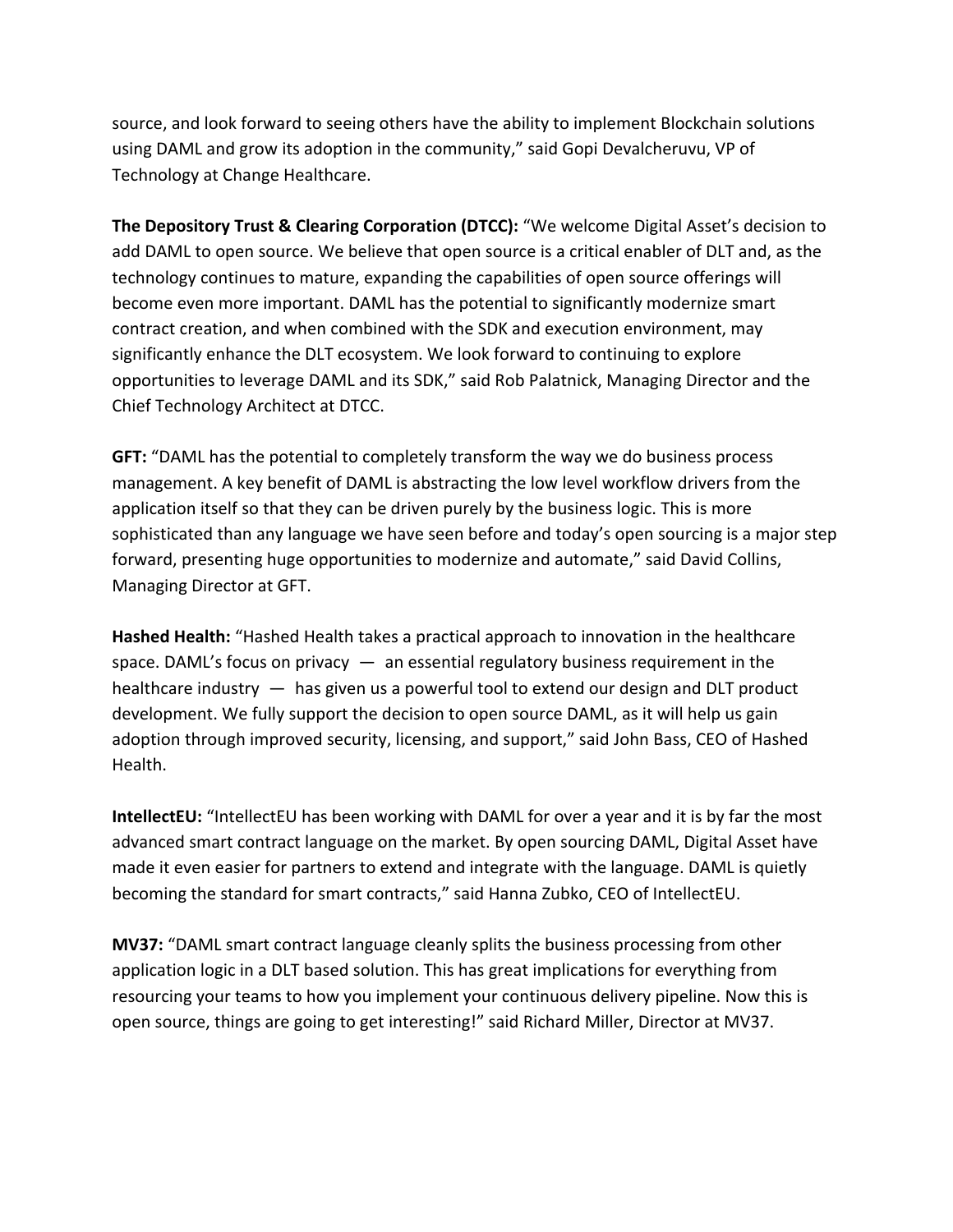source, and look forward to seeing others have the ability to implement Blockchain solutions using DAML and grow its adoption in the community," said Gopi Devalcheruvu, VP of Technology at Change Healthcare.

**The Depository Trust & Clearing Corporation (DTCC):** "We welcome Digital Asset's decision to add DAML to open source. We believe that open source is a critical enabler of DLT and, as the technology continues to mature, expanding the capabilities of open source offerings will become even more important. DAML has the potential to significantly modernize smart contract creation, and when combined with the SDK and execution environment, may significantly enhance the DLT ecosystem. We look forward to continuing to explore opportunities to leverage DAML and its SDK," said Rob Palatnick, Managing Director and the Chief Technology Architect at DTCC.

**GFT:** "DAML has the potential to completely transform the way we do business process management. A key benefit of DAML is abstracting the low level workflow drivers from the application itself so that they can be driven purely by the business logic. This is more sophisticated than any language we have seen before and today's open sourcing is a major step forward, presenting huge opportunities to modernize and automate," said David Collins, Managing Director at GFT.

**Hashed Health:** "Hashed Health takes a practical approach to innovation in the healthcare space. DAML's focus on privacy — an essential regulatory business requirement in the healthcare industry — has given us a powerful tool to extend our design and DLT product development. We fully support the decision to open source DAML, as it will help us gain adoption through improved security, licensing, and support," said John Bass, CEO of Hashed Health.

**IntellectEU:** "IntellectEU has been working with DAML for over a year and it is by far the most advanced smart contract language on the market. By open sourcing DAML, Digital Asset have made it even easier for partners to extend and integrate with the language. DAML is quietly becoming the standard for smart contracts," said Hanna Zubko, CEO of IntellectEU.

**MV37:** "DAML smart contract language cleanly splits the business processing from other application logic in a DLT based solution. This has great implications for everything from resourcing your teams to how you implement your continuous delivery pipeline. Now this is open source, things are going to get interesting!" said Richard Miller, Director at MV37.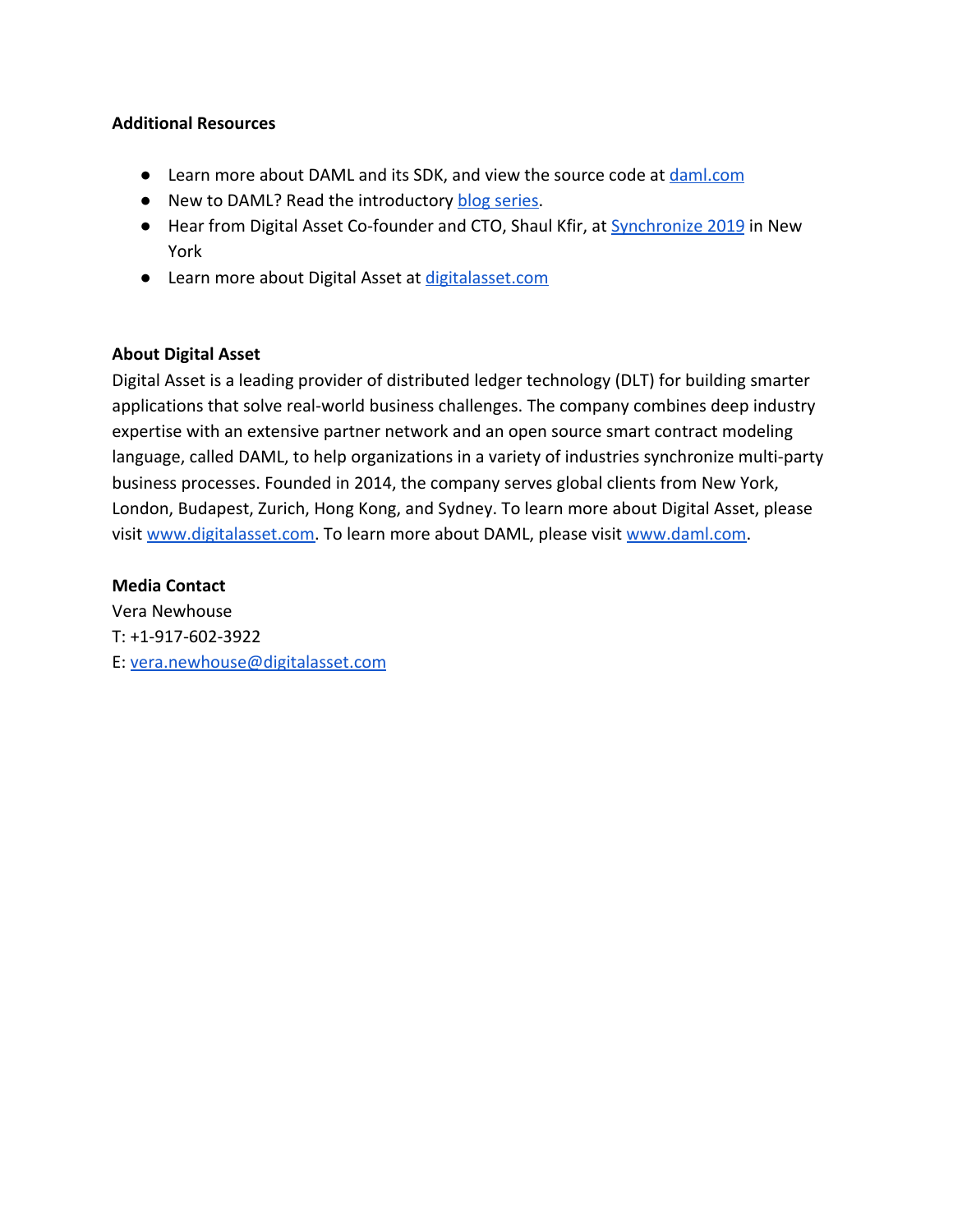**Additional Resources**

- Learn more about DAML and its SDK, and view the source code at daml.com
- New to DAML? Read the introductory blog series.
- Hear from Digital Asset Co-founder and CTO, Shaul Kfir, at Synchronize 2019 in New York
- Learn more about Digital Asset at digitalasset.com

**About Digital Asset**

Digital Asset is a leading provider of distributed ledger technology (DLT) for building smarter applications that solve real-world business challenges. The company combines deep industry expertise with an extensive partner network and an open source smart contract modeling language, called DAML, to help organizations in a variety of industries synchronize multi-party business processes. Founded in 2014, the company serves global clients from New York, London, Budapest, Zurich, Hong Kong, and Sydney. To learn more about Digital Asset, please visit www.digitalasset.com. To learn more about DAML, please visit www.daml.com.

**Media Contact**

Vera Newhouse
T: +1-917-602-3922
E: vera.newhouse@digitalasset.com